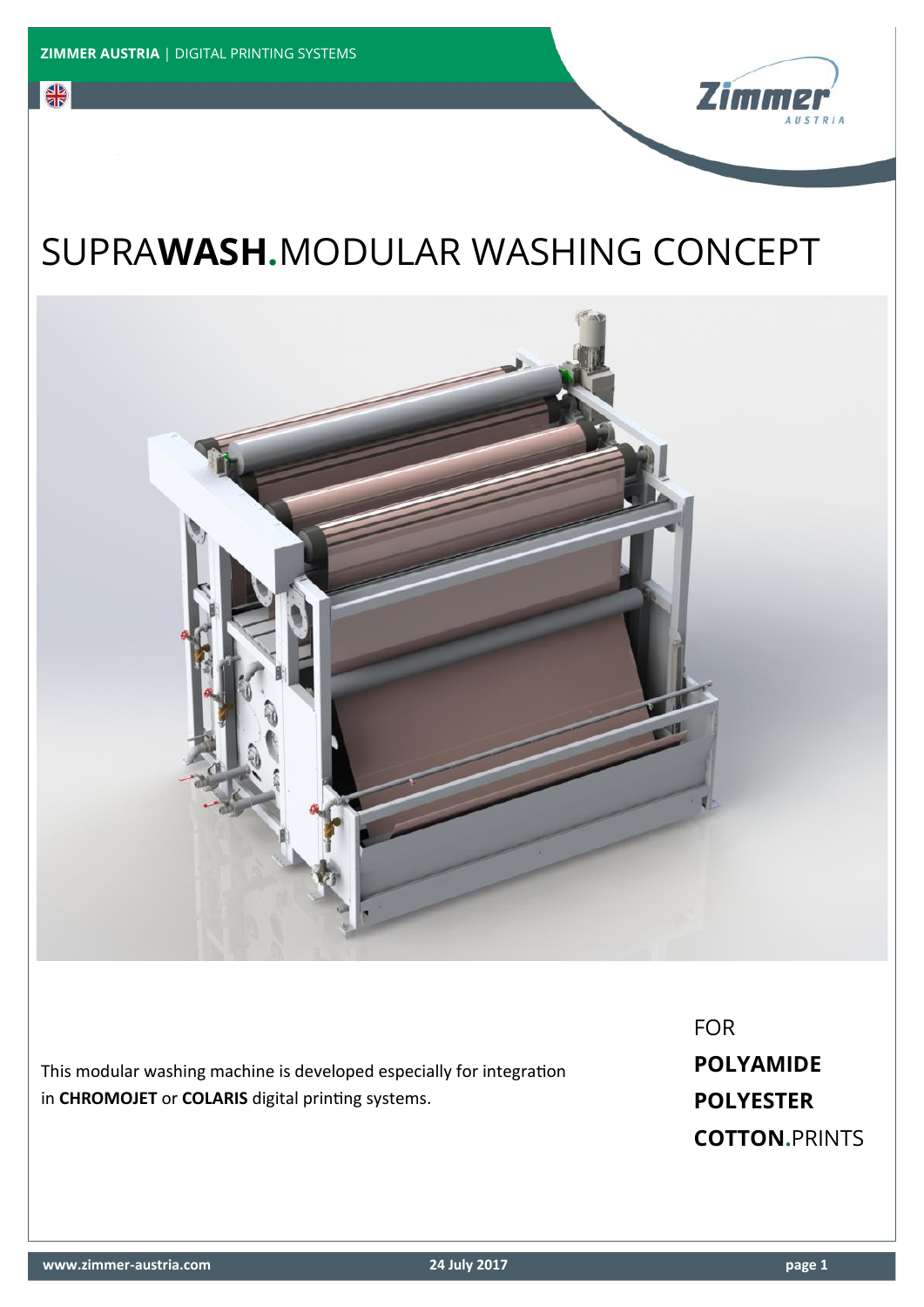# SUPRA**WASH.**MODULAR WASHING CONCEPT

This modular washing machine is developed especially for integration in **CHROMOJET** or **COLARIS** digital printing systems.

FOR
**POLYAMIDE**
**POLYESTER**
**COTTON.**PRINTS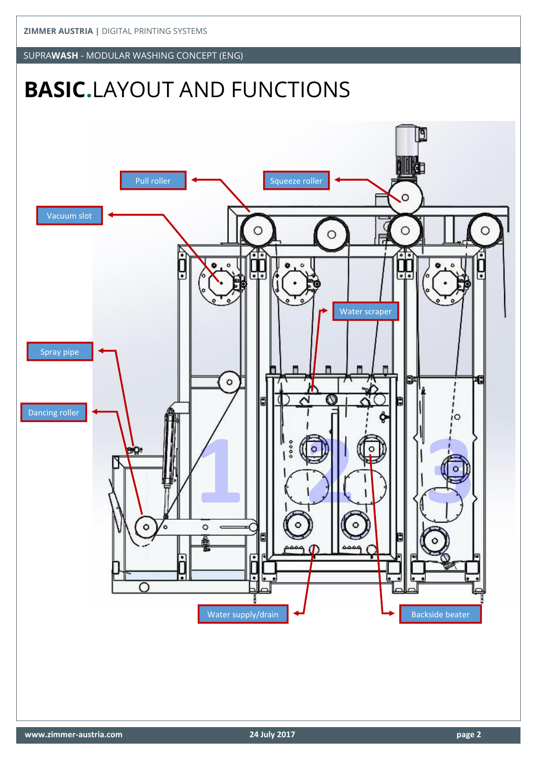# BASIC.LAYOUT AND FUNCTIONS

Pull roller

Squeeze roller

Vacuum slot

Water scraper

Spray pipe

Dancing roller

1

2

3

Water supply/drain

Backside beater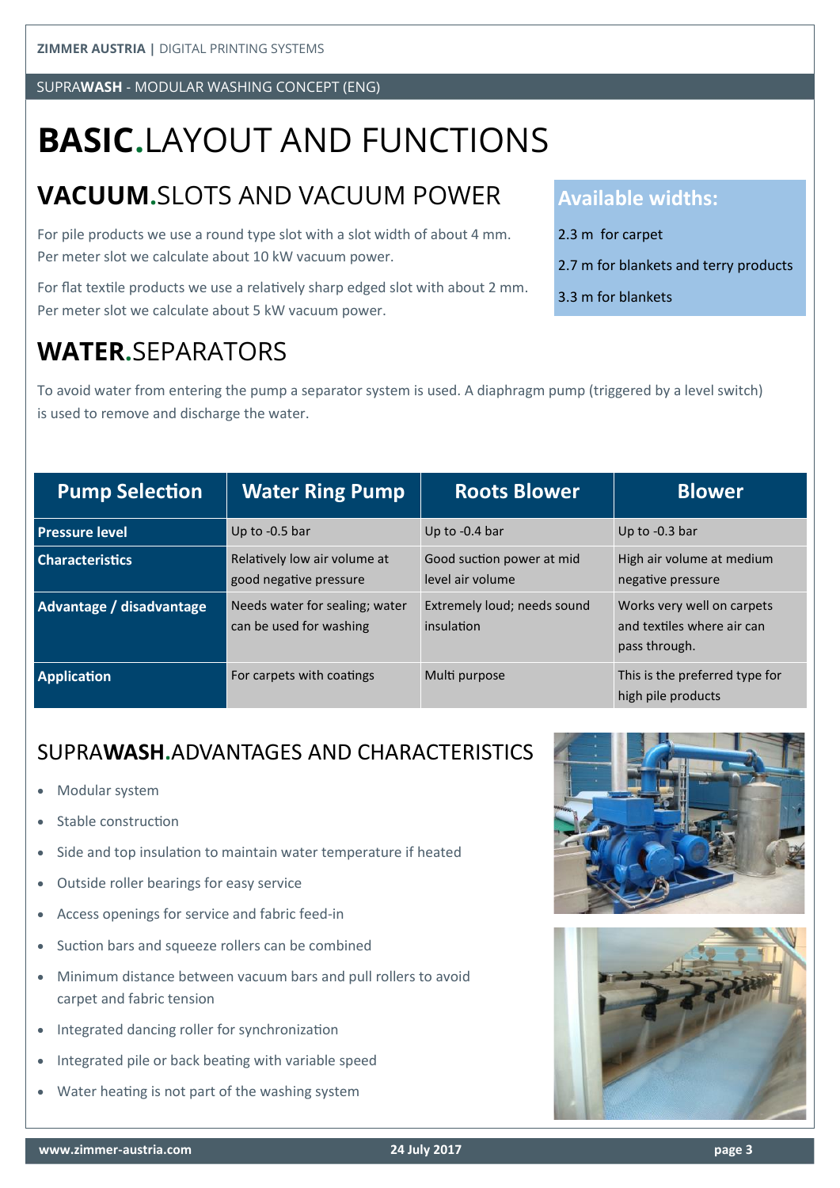# **BASIC.**LAYOUT AND FUNCTIONS

## **VACUUM.**SLOTS AND VACUUM POWER

For pile products we use a round type slot with a slot width of about 4 mm. Per meter slot we calculate about 10 kW vacuum power.

For flat textile products we use a relatively sharp edged slot with about 2 mm. Per meter slot we calculate about 5 kW vacuum power.

**Available widths:**

2.3 m for carpet

2.7 m for blankets and terry products

3.3 m for blankets

## **WATER.**SEPARATORS

To avoid water from entering the pump a separator system is used. A diaphragm pump (triggered by a level switch) is used to remove and discharge the water.

| Pump Selection | Water Ring Pump | Roots Blower | Blower |
| --- | --- | --- | --- |
| **Pressure level** | Up to -0.5 bar | Up to -0.4 bar | Up to -0.3 bar |
| **Characteristics** | Relatively low air volume at good negative pressure | Good suction power at mid level air volume | High air volume at medium negative pressure |
| **Advantage / disadvantage** | Needs water for sealing; water can be used for washing | Extremely loud; needs sound insulation | Works very well on carpets and textiles where air can pass through. |
| **Application** | For carpets with coatings | Multi purpose | This is the preferred type for high pile products |

## SUPRA**WASH.**ADVANTAGES AND CHARACTERISTICS

- Modular system
- Stable construction
- Side and top insulation to maintain water temperature if heated
- Outside roller bearings for easy service
- Access openings for service and fabric feed-in
- Suction bars and squeeze rollers can be combined
- Minimum distance between vacuum bars and pull rollers to avoid carpet and fabric tension
- Integrated dancing roller for synchronization
- Integrated pile or back beating with variable speed
- Water heating is not part of the washing system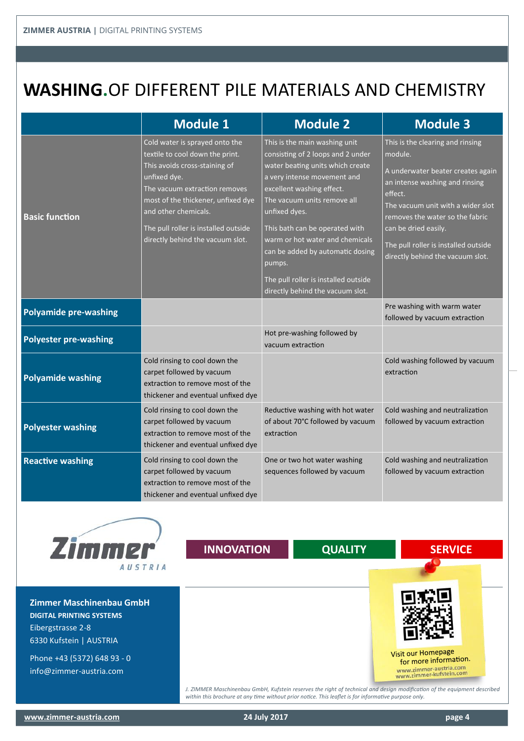# **WASHING.** OF DIFFERENT PILE MATERIALS AND CHEMISTRY

| | Module 1 | Module 2 | Module 3 |
|---|---|---|---|
| **Basic function** | Cold water is sprayed onto the textile to cool down the print. This avoids cross-staining of unfixed dye. The vacuum extraction removes most of the thickener, unfixed dye and other chemicals. The pull roller is installed outside directly behind the vacuum slot. | This is the main washing unit consisting of 2 loops and 2 under water beating units which create a very intense movement and excellent washing effect. The vacuum units remove all unfixed dyes. This bath can be operated with warm or hot water and chemicals can be added by automatic dosing pumps. The pull roller is installed outside directly behind the vacuum slot. | This is the clearing and rinsing module. A underwater beater creates again an intense washing and rinsing effect. The vacuum unit with a wider slot removes the water so the fabric can be dried easily. The pull roller is installed outside directly behind the vacuum slot. |
| **Polyamide pre-washing** | | | Pre washing with warm water followed by vacuum extraction |
| **Polyester pre-washing** | | Hot pre-washing followed by vacuum extraction | |
| **Polyamide washing** | Cold rinsing to cool down the carpet followed by vacuum extraction to remove most of the thickener and eventual unfixed dye | | Cold washing followed by vacuum extraction |
| **Polyester washing** | Cold rinsing to cool down the carpet followed by vacuum extraction to remove most of the thickener and eventual unfixed dye | Reductive washing with hot water of about 70°C followed by vacuum extraction | Cold washing and neutralization followed by vacuum extraction |
| **Reactive washing** | Cold rinsing to cool down the carpet followed by vacuum extraction to remove most of the thickener and eventual unfixed dye | One or two hot water washing sequences followed by vacuum | Cold washing and neutralization followed by vacuum extraction |

**INNOVATION** **QUALITY** **SERVICE**

**Zimmer Maschinenbau GmbH**
**DIGITAL PRINTING SYSTEMS**
Eibergstrasse 2-8
6330 Kufstein | AUSTRIA

Phone +43 (5372) 648 93 - 0
info@zimmer-austria.com

Visit our Homepage for more information.
www.zimmer-austria.com
www.zimmer-kufstein.com

*J. ZIMMER Maschinenbau GmbH, Kufstein reserves the right of technical and design modification of the equipment described within this brochure at any time without prior notice. This leaflet is for informative purpose only.*